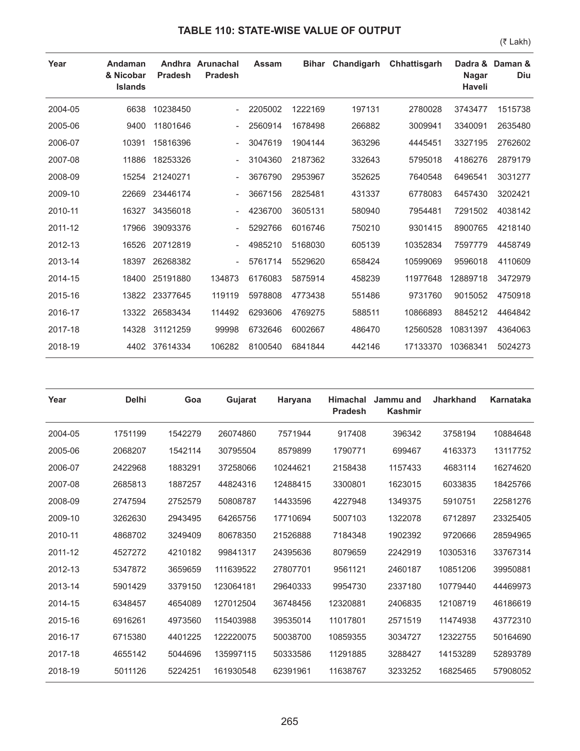## TABLE 110: STATE-WISE VALUE OF OUTPUT

(₹ Lakh)

| Year | Andaman & Nicobar Islands | Andhra Pradesh | Arunachal Pradesh | Assam | Bihar | Chandigarh | Chhattisgarh | Dadra & Nagar Haveli | Daman & Diu |
|---|---|---|---|---|---|---|---|---|---|
| 2004-05 | 6638 | 10238450 | - | 2205002 | 1222169 | 197131 | 2780028 | 3743477 | 1515738 |
| 2005-06 | 9400 | 11801646 | - | 2560914 | 1678498 | 266882 | 3009941 | 3340091 | 2635480 |
| 2006-07 | 10391 | 15816396 | - | 3047619 | 1904144 | 363296 | 4445451 | 3327195 | 2762602 |
| 2007-08 | 11886 | 18253326 | - | 3104360 | 2187362 | 332643 | 5795018 | 4186276 | 2879179 |
| 2008-09 | 15254 | 21240271 | - | 3676790 | 2953967 | 352625 | 7640548 | 6496541 | 3031277 |
| 2009-10 | 22669 | 23446174 | - | 3667156 | 2825481 | 431337 | 6778083 | 6457430 | 3202421 |
| 2010-11 | 16327 | 34356018 | - | 4236700 | 3605131 | 580940 | 7954481 | 7291502 | 4038142 |
| 2011-12 | 17966 | 39093376 | - | 5292766 | 6016746 | 750210 | 9301415 | 8900765 | 4218140 |
| 2012-13 | 16526 | 20712819 | - | 4985210 | 5168030 | 605139 | 10352834 | 7597779 | 4458749 |
| 2013-14 | 18397 | 26268382 | - | 5761714 | 5529620 | 658424 | 10599069 | 9596018 | 4110609 |
| 2014-15 | 18400 | 25191880 | 134873 | 6176083 | 5875914 | 458239 | 11977648 | 12889718 | 3472979 |
| 2015-16 | 13822 | 23377645 | 119119 | 5978808 | 4773438 | 551486 | 9731760 | 9015052 | 4750918 |
| 2016-17 | 13322 | 26583434 | 114492 | 6293606 | 4769275 | 588511 | 10866893 | 8845212 | 4464842 |
| 2017-18 | 14328 | 31121259 | 99998 | 6732646 | 6002667 | 486470 | 12560528 | 10831397 | 4364063 |
| 2018-19 | 4402 | 37614334 | 106282 | 8100540 | 6841844 | 442146 | 17133370 | 10368341 | 5024273 |

| Year | Delhi | Goa | Gujarat | Haryana | Himachal Pradesh | Jammu and Kashmir | Jharkhand | Karnataka |
|---|---|---|---|---|---|---|---|---|
| 2004-05 | 1751199 | 1542279 | 26074860 | 7571944 | 917408 | 396342 | 3758194 | 10884648 |
| 2005-06 | 2068207 | 1542114 | 30795504 | 8579899 | 1790771 | 699467 | 4163373 | 13117752 |
| 2006-07 | 2422968 | 1883291 | 37258066 | 10244621 | 2158438 | 1157433 | 4683114 | 16274620 |
| 2007-08 | 2685813 | 1887257 | 44824316 | 12488415 | 3300801 | 1623015 | 6033835 | 18425766 |
| 2008-09 | 2747594 | 2752579 | 50808787 | 14433596 | 4227948 | 1349375 | 5910751 | 22581276 |
| 2009-10 | 3262630 | 2943495 | 64265756 | 17710694 | 5007103 | 1322078 | 6712897 | 23325405 |
| 2010-11 | 4868702 | 3249409 | 80678350 | 21526888 | 7184348 | 1902392 | 9720666 | 28594965 |
| 2011-12 | 4527272 | 4210182 | 99841317 | 24395636 | 8079659 | 2242919 | 10305316 | 33767314 |
| 2012-13 | 5347872 | 3659659 | 111639522 | 27807701 | 9561121 | 2460187 | 10851206 | 39950881 |
| 2013-14 | 5901429 | 3379150 | 123064181 | 29640333 | 9954730 | 2337180 | 10779440 | 44469973 |
| 2014-15 | 6348457 | 4654089 | 127012504 | 36748456 | 12320881 | 2406835 | 12108719 | 46186619 |
| 2015-16 | 6916261 | 4973560 | 115403988 | 39535014 | 11017801 | 2571519 | 11474938 | 43772310 |
| 2016-17 | 6715380 | 4401225 | 122220075 | 50038700 | 10859355 | 3034727 | 12322755 | 50164690 |
| 2017-18 | 4655142 | 5044696 | 135997115 | 50333586 | 11291885 | 3288427 | 14153289 | 52893789 |
| 2018-19 | 5011126 | 5224251 | 161930548 | 62391961 | 11638767 | 3233252 | 16825465 | 57908052 |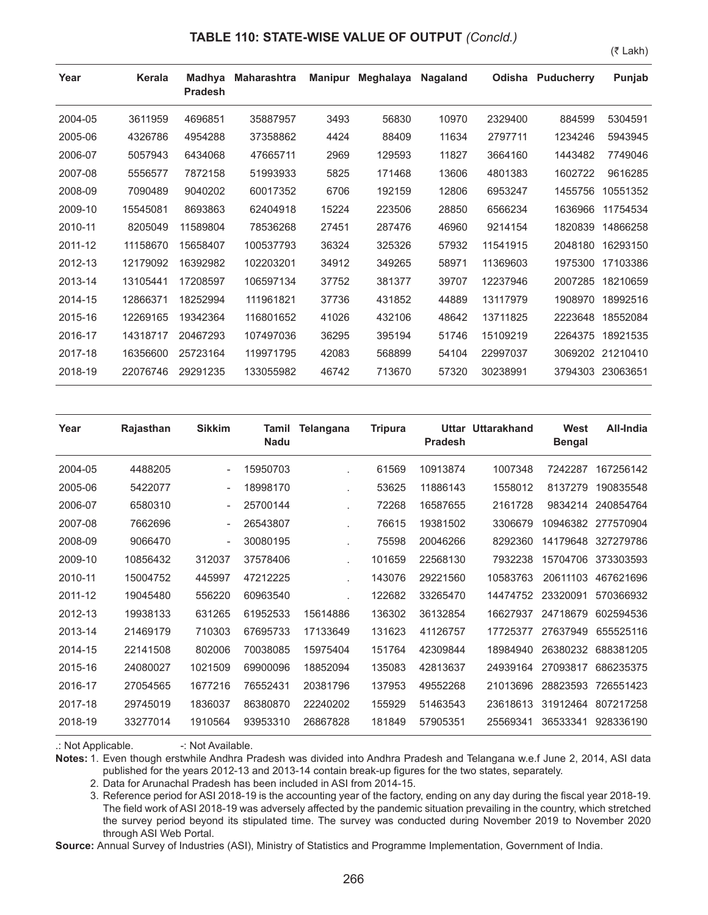## TABLE 110: STATE-WISE VALUE OF OUTPUT *(Concld.)*

(₹ Lakh)

| Year | Kerala | Madhya Pradesh | Maharashtra | Manipur | Meghalaya | Nagaland | Odisha | Puducherry | Punjab |
|---|---|---|---|---|---|---|---|---|---|
| 2004-05 | 3611959 | 4696851 | 35887957 | 3493 | 56830 | 10970 | 2329400 | 884599 | 5304591 |
| 2005-06 | 4326786 | 4954288 | 37358862 | 4424 | 88409 | 11634 | 2797711 | 1234246 | 5943945 |
| 2006-07 | 5057943 | 6434068 | 47665711 | 2969 | 129593 | 11827 | 3664160 | 1443482 | 7749046 |
| 2007-08 | 5556577 | 7872158 | 51993933 | 5825 | 171468 | 13606 | 4801383 | 1602722 | 9616285 |
| 2008-09 | 7090489 | 9040202 | 60017352 | 6706 | 192159 | 12806 | 6953247 | 1455756 | 10551352 |
| 2009-10 | 15545081 | 8693863 | 62404918 | 15224 | 223506 | 28850 | 6566234 | 1636966 | 11754534 |
| 2010-11 | 8205049 | 11589804 | 78536268 | 27451 | 287476 | 46960 | 9214154 | 1820839 | 14866258 |
| 2011-12 | 11158670 | 15658407 | 100537793 | 36324 | 325326 | 57932 | 11541915 | 2048180 | 16293150 |
| 2012-13 | 12179092 | 16392982 | 102203201 | 34912 | 349265 | 58971 | 11369603 | 1975300 | 17103386 |
| 2013-14 | 13105441 | 17208597 | 106597134 | 37752 | 381377 | 39707 | 12237946 | 2007285 | 18210659 |
| 2014-15 | 12866371 | 18252994 | 111961821 | 37736 | 431852 | 44889 | 13117979 | 1908970 | 18992516 |
| 2015-16 | 12269165 | 19342364 | 116801652 | 41026 | 432106 | 48642 | 13711825 | 2223648 | 18552084 |
| 2016-17 | 14318717 | 20467293 | 107497036 | 36295 | 395194 | 51746 | 15109219 | 2264375 | 18921535 |
| 2017-18 | 16356600 | 25723164 | 119971795 | 42083 | 568899 | 54104 | 22997037 | 3069202 | 21210410 |
| 2018-19 | 22076746 | 29291235 | 133055982 | 46742 | 713670 | 57320 | 30238991 | 3794303 | 23063651 |

| Year | Rajasthan | Sikkim | Tamil Nadu | Telangana | Tripura | Uttar Pradesh | Uttarakhand | West Bengal | All-India |
|---|---|---|---|---|---|---|---|---|---|
| 2004-05 | 4488205 | - | 15950703 | . | 61569 | 10913874 | 1007348 | 7242287 | 167256142 |
| 2005-06 | 5422077 | - | 18998170 | . | 53625 | 11886143 | 1558012 | 8137279 | 190835548 |
| 2006-07 | 6580310 | - | 25700144 | . | 72268 | 16587655 | 2161728 | 9834214 | 240854764 |
| 2007-08 | 7662696 | - | 26543807 | . | 76615 | 19381502 | 3306679 | 10946382 | 277570904 |
| 2008-09 | 9066470 | - | 30080195 | . | 75598 | 20046266 | 8292360 | 14179648 | 327279786 |
| 2009-10 | 10856432 | 312037 | 37578406 | . | 101659 | 22568130 | 7932238 | 15704706 | 373303593 |
| 2010-11 | 15004752 | 445997 | 47212225 | . | 143076 | 29221560 | 10583763 | 20611103 | 467621696 |
| 2011-12 | 19045480 | 556220 | 60963540 | . | 122682 | 33265470 | 14474752 | 23320091 | 570366932 |
| 2012-13 | 19938133 | 631265 | 61952533 | 15614886 | 136302 | 36132854 | 16627937 | 24718679 | 602594536 |
| 2013-14 | 21469179 | 710303 | 67695733 | 17133649 | 131623 | 41126757 | 17725377 | 27637949 | 655525116 |
| 2014-15 | 22141508 | 802006 | 70038085 | 15975404 | 151764 | 42309844 | 18984940 | 26380232 | 688381205 |
| 2015-16 | 24080027 | 1021509 | 69900096 | 18852094 | 135083 | 42813637 | 24939164 | 27093817 | 686235375 |
| 2016-17 | 27054565 | 1677216 | 76552431 | 20381796 | 137953 | 49552268 | 21013696 | 28823593 | 726551423 |
| 2017-18 | 29745019 | 1836037 | 86380870 | 22240202 | 155929 | 51463543 | 23618613 | 31912464 | 807217258 |
| 2018-19 | 33277014 | 1910564 | 93953310 | 26867828 | 181849 | 57905351 | 25569341 | 36533341 | 928336190 |

.: Not Applicable. -: Not Available.

**Notes:** 1. Even though erstwhile Andhra Pradesh was divided into Andhra Pradesh and Telangana w.e.f June 2, 2014, ASI data published for the years 2012-13 and 2013-14 contain break-up figures for the two states, separately.

2. Data for Arunachal Pradesh has been included in ASI from 2014-15.

3. Reference period for ASI 2018-19 is the accounting year of the factory, ending on any day during the fiscal year 2018-19. The field work of ASI 2018-19 was adversely affected by the pandemic situation prevailing in the country, which stretched the survey period beyond its stipulated time. The survey was conducted during November 2019 to November 2020 through ASI Web Portal.

**Source:** Annual Survey of Industries (ASI), Ministry of Statistics and Programme Implementation, Government of India.